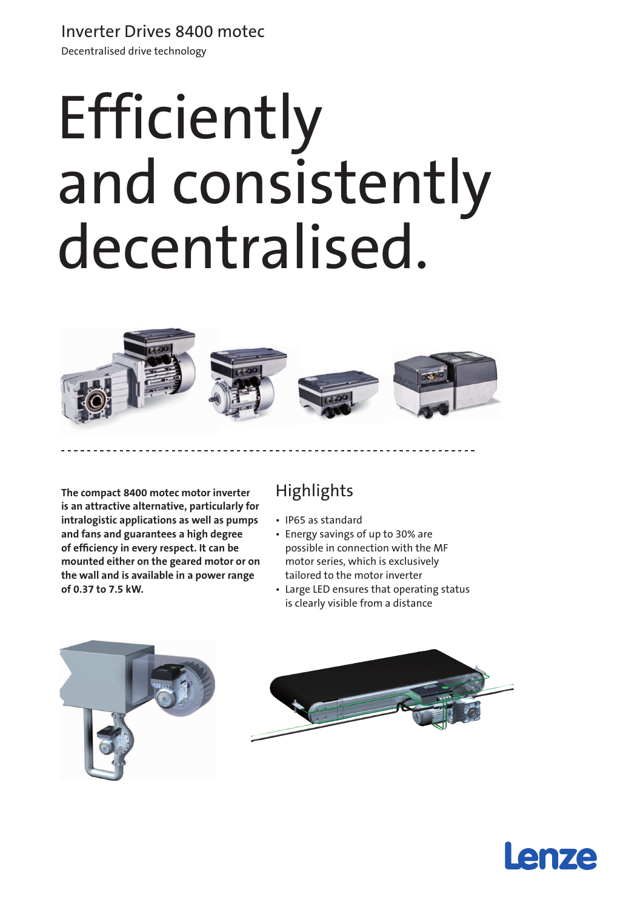Inverter Drives 8400 motec

Decentralised drive technology

# Efficiently and consistently decentralised.

**The compact 8400 motec motor inverter is an attractive alternative, particularly for intralogistic applications as well as pumps and fans and guarantees a high degree of efficiency in every respect. It can be mounted either on the geared motor or on the wall and is available in a power range of 0.37 to 7.5 kW.**

## Highlights

- IP65 as standard
- Energy savings of up to 30% are possible in connection with the MF motor series, which is exclusively tailored to the motor inverter
- Large LED ensures that operating status is clearly visible from a distance

Lenze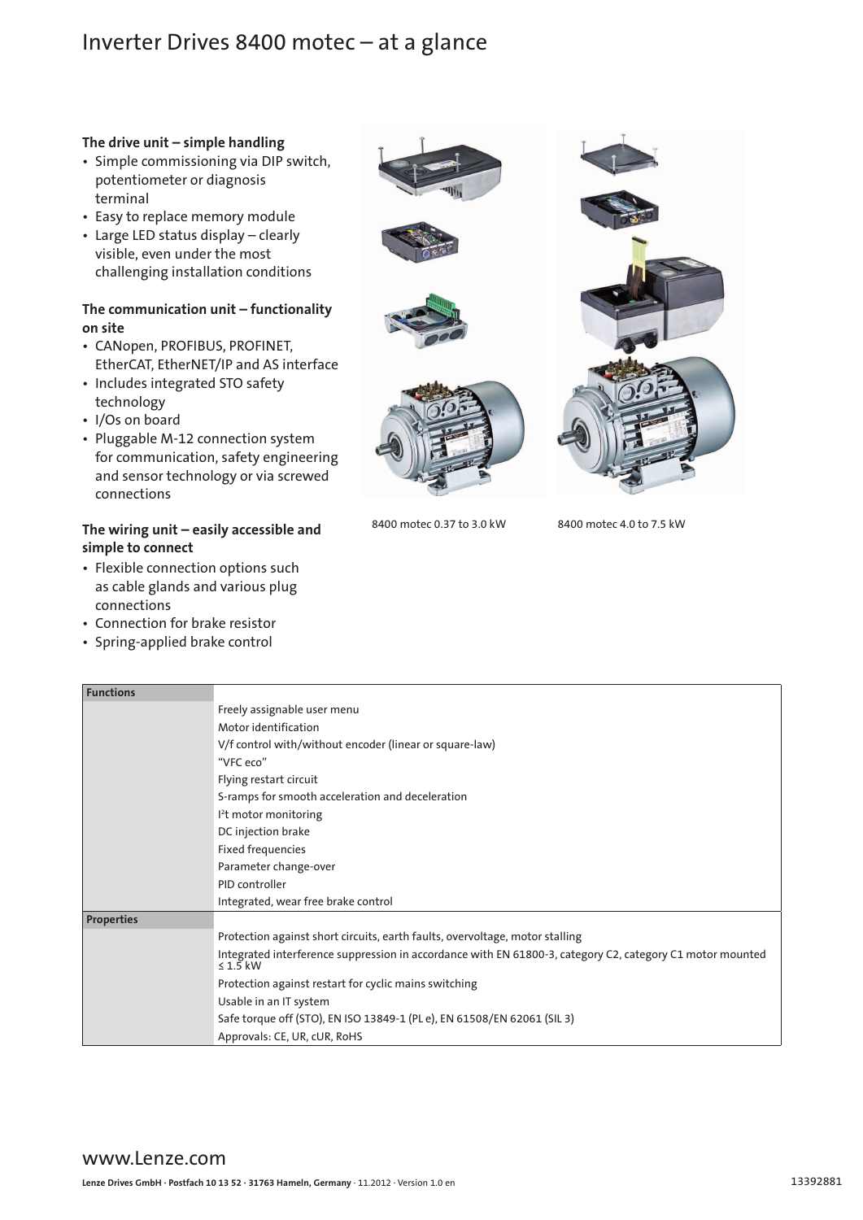# Inverter Drives 8400 motec – at a glance

**The drive unit – simple handling**

- Simple commissioning via DIP switch, potentiometer or diagnosis terminal
- Easy to replace memory module
- Large LED status display – clearly visible, even under the most challenging installation conditions

**The communication unit – functionality on site**

- CANopen, PROFIBUS, PROFINET, EtherCAT, EtherNET/IP and AS interface
- Includes integrated STO safety technology
- I/Os on board
- Pluggable M-12 connection system for communication, safety engineering and sensor technology or via screwed connections

**The wiring unit – easily accessible and simple to connect**

- Flexible connection options such as cable glands and various plug connections
- Connection for brake resistor
- Spring-applied brake control

8400 motec 0.37 to 3.0 kW

8400 motec 4.0 to 7.5 kW

| | |
|---|---|
| **Functions** | |
| | Freely assignable user menu |
| | Motor identification |
| | V/f control with/without encoder (linear or square-law) |
| | "VFC eco" |
| | Flying restart circuit |
| | S-ramps for smooth acceleration and deceleration |
| | $I^2t$ motor monitoring |
| | DC injection brake |
| | Fixed frequencies |
| | Parameter change-over |
| | PID controller |
| | Integrated, wear free brake control |
| **Properties** | |
| | Protection against short circuits, earth faults, overvoltage, motor stalling |
| | Integrated interference suppression in accordance with EN 61800-3, category C2, category C1 motor mounted ≤ 1.5 kW |
| | Protection against restart for cyclic mains switching |
| | Usable in an IT system |
| | Safe torque off (STO), EN ISO 13849-1 (PL e), EN 61508/EN 62061 (SIL 3) |
| | Approvals: CE, UR, cUR, RoHS |

www.Lenze.com

**Lenze Drives GmbH · Postfach 10 13 52 · 31763 Hameln, Germany** · 11.2012 · Version 1.0 en

13392881